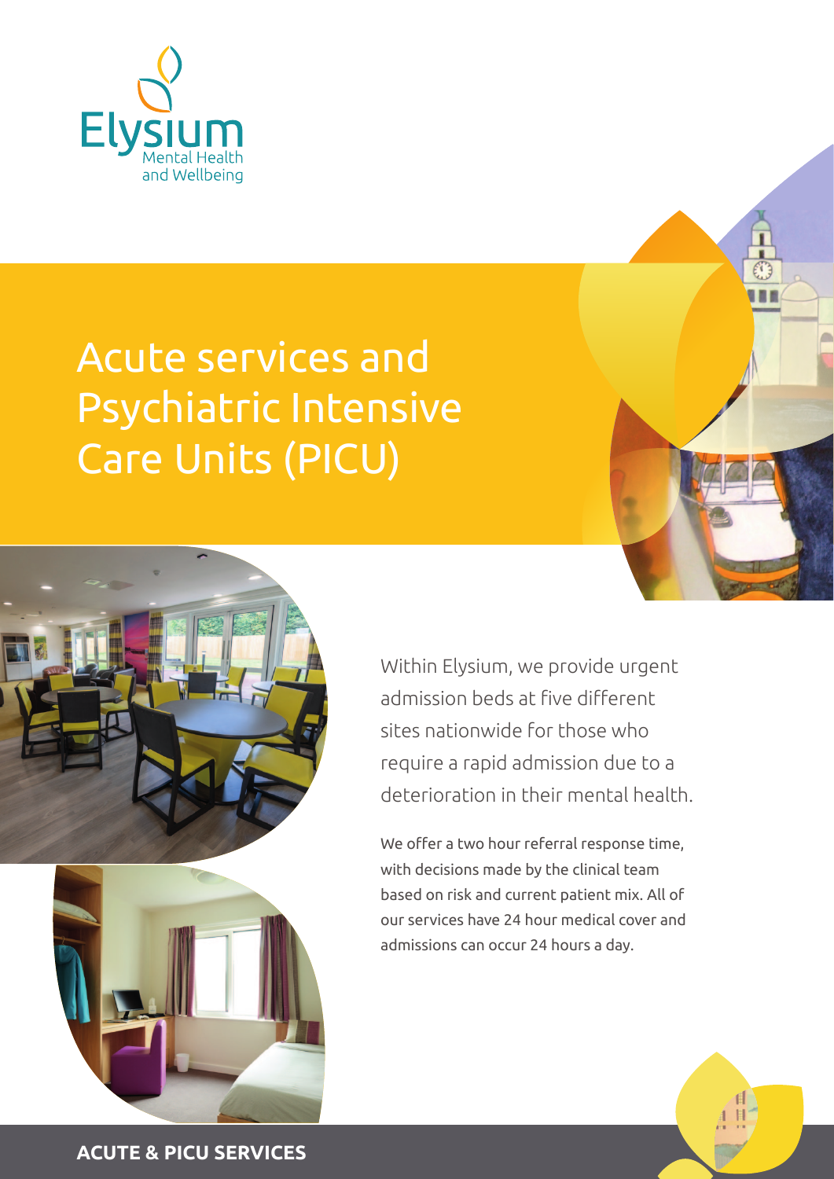Elysium
Mental Health
and Wellbeing

# Acute services and Psychiatric Intensive Care Units (PICU)

Within Elysium, we provide urgent admission beds at five different sites nationwide for those who require a rapid admission due to a deterioration in their mental health.

We offer a two hour referral response time, with decisions made by the clinical team based on risk and current patient mix. All of our services have 24 hour medical cover and admissions can occur 24 hours a day.

**ACUTE & PICU SERVICES**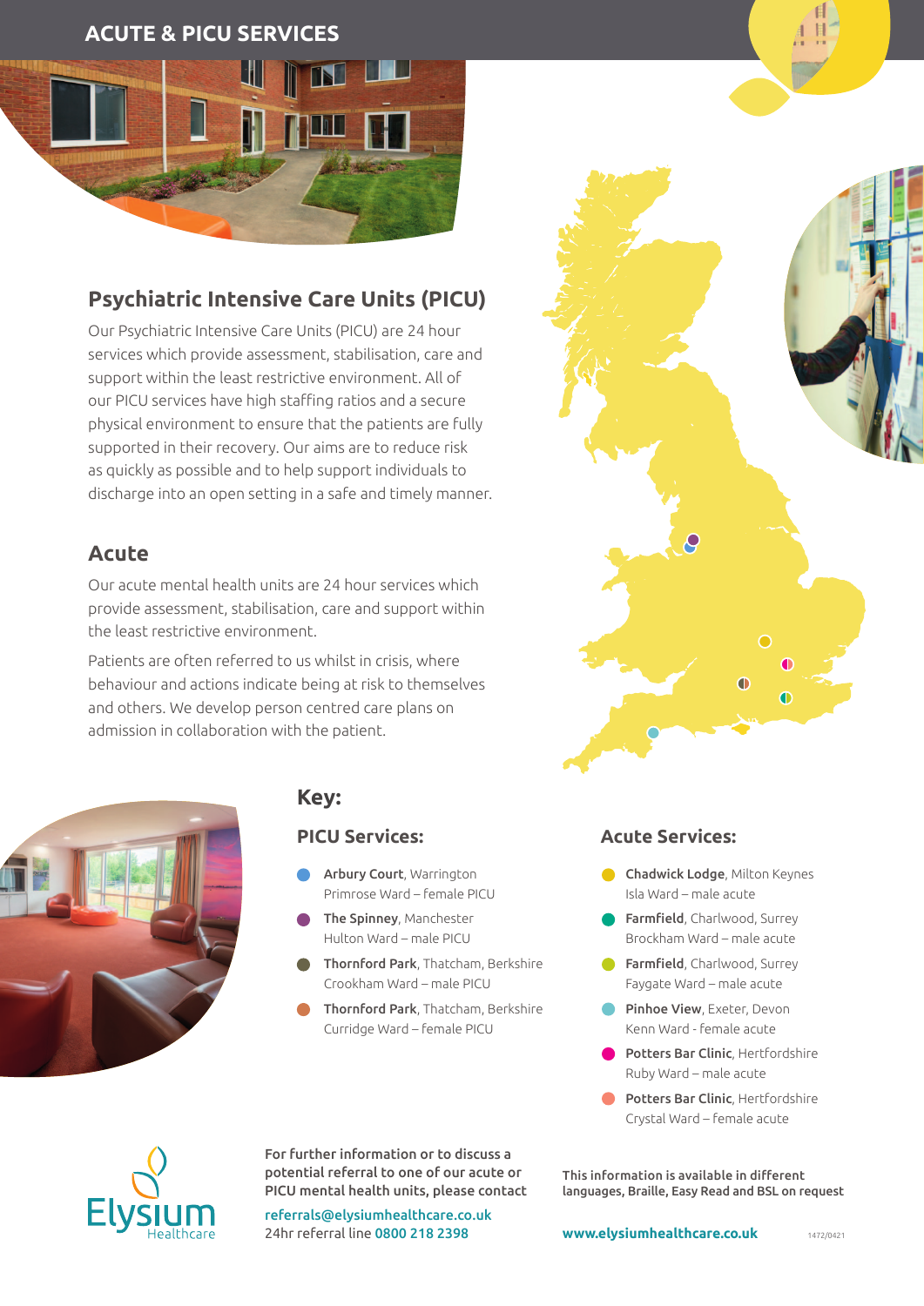# ACUTE & PICU SERVICES

## Psychiatric Intensive Care Units (PICU)

Our Psychiatric Intensive Care Units (PICU) are 24 hour services which provide assessment, stabilisation, care and support within the least restrictive environment. All of our PICU services have high staffing ratios and a secure physical environment to ensure that the patients are fully supported in their recovery. Our aims are to reduce risk as quickly as possible and to help support individuals to discharge into an open setting in a safe and timely manner.

## Acute

Our acute mental health units are 24 hour services which provide assessment, stabilisation, care and support within the least restrictive environment.

Patients are often referred to us whilst in crisis, where behaviour and actions indicate being at risk to themselves and others. We develop person centred care plans on admission in collaboration with the patient.

## Key:

### PICU Services:

- **Arbury Court**, Warrington
  Primrose Ward – female PICU
- **The Spinney**, Manchester
  Hulton Ward – male PICU
- **Thornford Park**, Thatcham, Berkshire
  Crookham Ward – male PICU
- **Thornford Park**, Thatcham, Berkshire
  Curridge Ward – female PICU

### Acute Services:

- **Chadwick Lodge**, Milton Keynes
  Isla Ward – male acute
- **Farmfield**, Charlwood, Surrey
  Brockham Ward – male acute
- **Farmfield**, Charlwood, Surrey
  Faygate Ward – male acute
- **Pinhoe View**, Exeter, Devon
  Kenn Ward - female acute
- **Potters Bar Clinic**, Hertfordshire
  Ruby Ward – male acute
- **Potters Bar Clinic**, Hertfordshire
  Crystal Ward – female acute

Elysium Healthcare

**For further information or to discuss a potential referral to one of our acute or PICU mental health units, please contact**

referrals@elysiumhealthcare.co.uk
24hr referral line 0800 218 2398

**This information is available in different languages, Braille, Easy Read and BSL on request**

**www.elysiumhealthcare.co.uk**

1472/0421